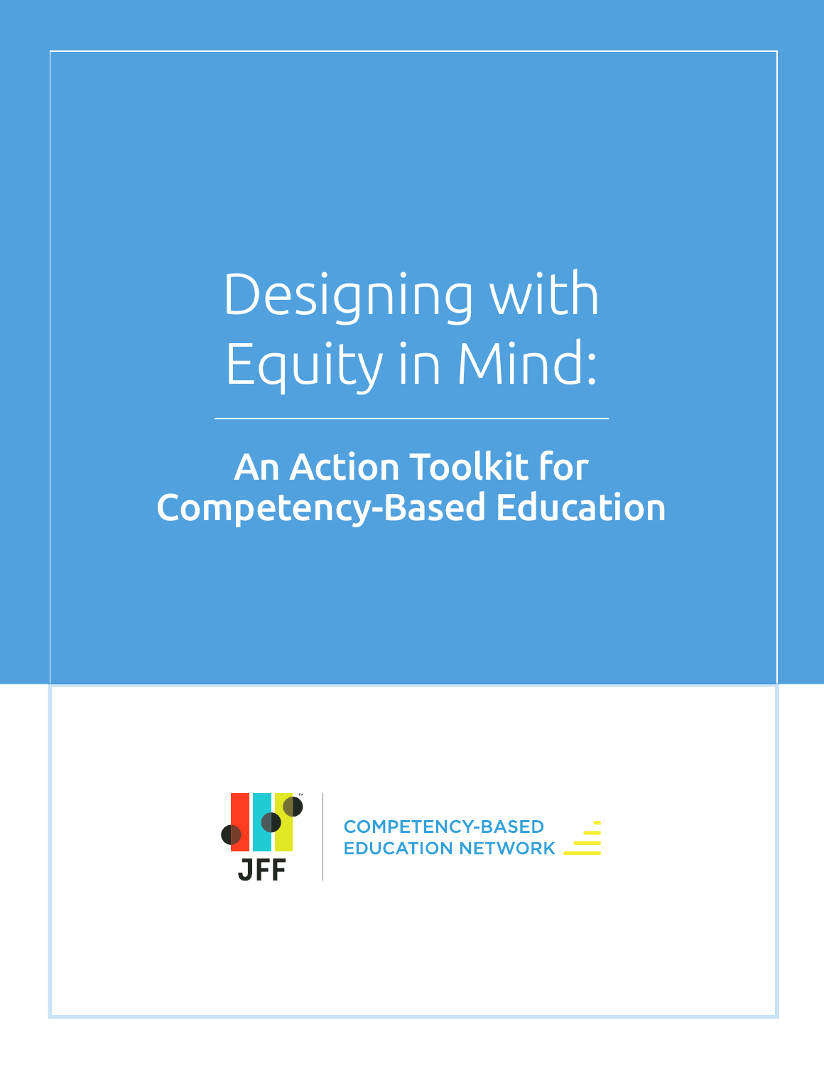# Designing with Equity in Mind:

## An Action Toolkit for Competency-Based Education

JFF

COMPETENCY-BASED EDUCATION NETWORK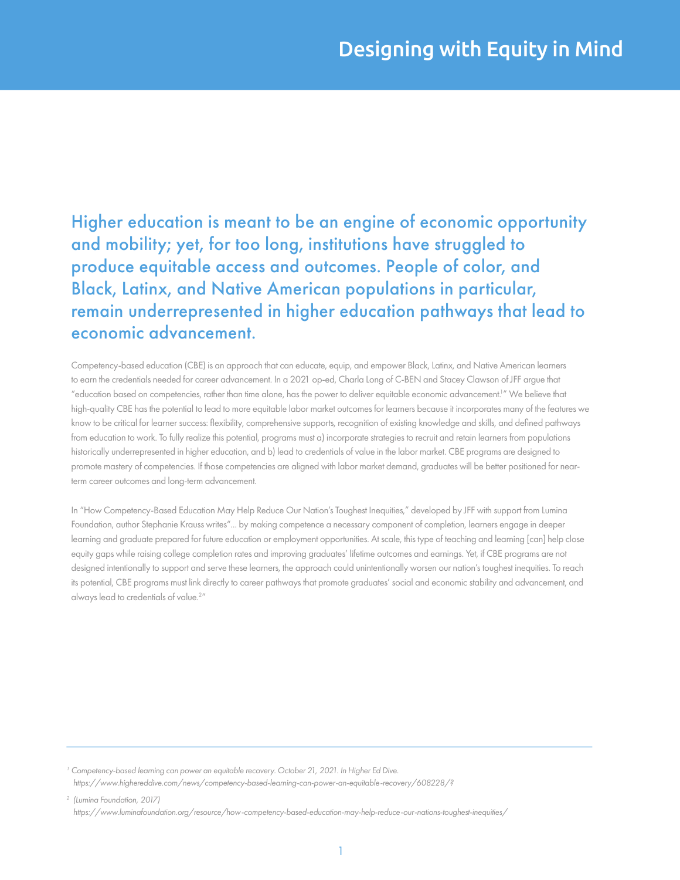# Designing with Equity in Mind

## Higher education is meant to be an engine of economic opportunity and mobility; yet, for too long, institutions have struggled to produce equitable access and outcomes. People of color, and Black, Latinx, and Native American populations in particular, remain underrepresented in higher education pathways that lead to economic advancement.

Competency-based education (CBE) is an approach that can educate, equip, and empower Black, Latinx, and Native American learners to earn the credentials needed for career advancement. In a 2021 op-ed, Charla Long of C-BEN and Stacey Clawson of JFF argue that "education based on competencies, rather than time alone, has the power to deliver equitable economic advancement.[1]" We believe that high-quality CBE has the potential to lead to more equitable labor market outcomes for learners because it incorporates many of the features we know to be critical for learner success: flexibility, comprehensive supports, recognition of existing knowledge and skills, and defined pathways from education to work. To fully realize this potential, programs must a) incorporate strategies to recruit and retain learners from populations historically underrepresented in higher education, and b) lead to credentials of value in the labor market. CBE programs are designed to promote mastery of competencies. If those competencies are aligned with labor market demand, graduates will be better positioned for near-term career outcomes and long-term advancement.

In "How Competency-Based Education May Help Reduce Our Nation's Toughest Inequities," developed by JFF with support from Lumina Foundation, author Stephanie Krauss writes"... by making competence a necessary component of completion, learners engage in deeper learning and graduate prepared for future education or employment opportunities. At scale, this type of teaching and learning [can] help close equity gaps while raising college completion rates and improving graduates' lifetime outcomes and earnings. Yet, if CBE programs are not designed intentionally to support and serve these learners, the approach could unintentionally worsen our nation's toughest inequities. To reach its potential, CBE programs must link directly to career pathways that promote graduates' social and economic stability and advancement, and always lead to credentials of value.[2]"

---

[1] *Competency-based learning can power an equitable recovery. October 21, 2021. In Higher Ed Dive. https://www.highereddive.com/news/competency-based-learning-can-power-an-equitable-recovery/608228/?*

[2] *(Lumina Foundation, 2017) https://www.luminafoundation.org/resource/how-competency-based-education-may-help-reduce-our-nations-toughest-inequities/*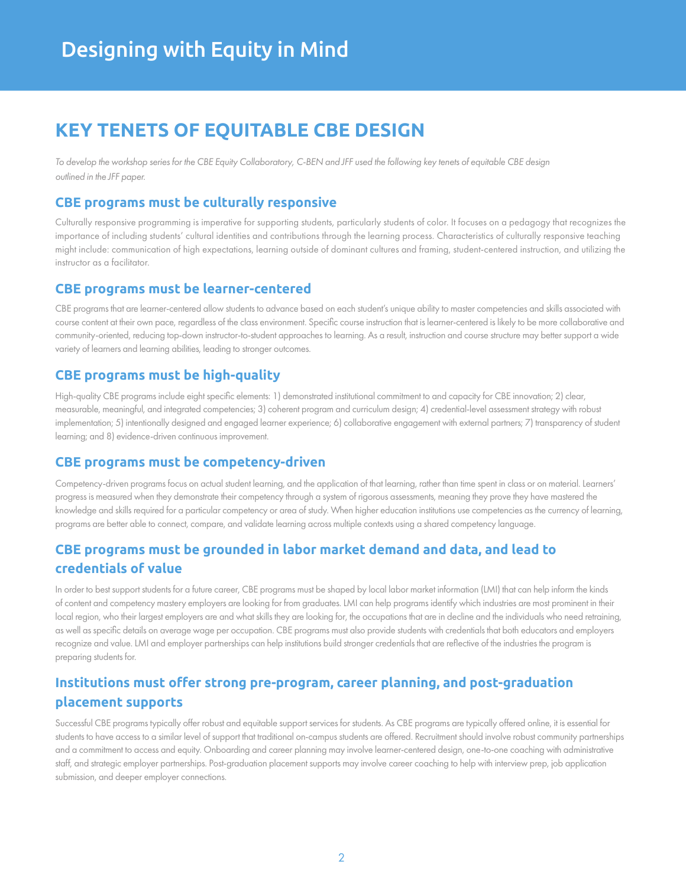# Designing with Equity in Mind

## KEY TENETS OF EQUITABLE CBE DESIGN

*To develop the workshop series for the CBE Equity Collaboratory, C-BEN and JFF used the following key tenets of equitable CBE design outlined in the JFF paper.*

### CBE programs must be culturally responsive

Culturally responsive programming is imperative for supporting students, particularly students of color. It focuses on a pedagogy that recognizes the importance of including students' cultural identities and contributions through the learning process. Characteristics of culturally responsive teaching might include: communication of high expectations, learning outside of dominant cultures and framing, student-centered instruction, and utilizing the instructor as a facilitator.

### CBE programs must be learner-centered

CBE programs that are learner-centered allow students to advance based on each student's unique ability to master competencies and skills associated with course content at their own pace, regardless of the class environment. Specific course instruction that is learner-centered is likely to be more collaborative and community-oriented, reducing top-down instructor-to-student approaches to learning. As a result, instruction and course structure may better support a wide variety of learners and learning abilities, leading to stronger outcomes.

### CBE programs must be high-quality

High-quality CBE programs include eight specific elements: 1) demonstrated institutional commitment to and capacity for CBE innovation; 2) clear, measurable, meaningful, and integrated competencies; 3) coherent program and curriculum design; 4) credential-level assessment strategy with robust implementation; 5) intentionally designed and engaged learner experience; 6) collaborative engagement with external partners; 7) transparency of student learning; and 8) evidence-driven continuous improvement.

### CBE programs must be competency-driven

Competency-driven programs focus on actual student learning, and the application of that learning, rather than time spent in class or on material. Learners' progress is measured when they demonstrate their competency through a system of rigorous assessments, meaning they prove they have mastered the knowledge and skills required for a particular competency or area of study. When higher education institutions use competencies as the currency of learning, programs are better able to connect, compare, and validate learning across multiple contexts using a shared competency language.

### CBE programs must be grounded in labor market demand and data, and lead to credentials of value

In order to best support students for a future career, CBE programs must be shaped by local labor market information (LMI) that can help inform the kinds of content and competency mastery employers are looking for from graduates. LMI can help programs identify which industries are most prominent in their local region, who their largest employers are and what skills they are looking for, the occupations that are in decline and the individuals who need retraining, as well as specific details on average wage per occupation. CBE programs must also provide students with credentials that both educators and employers recognize and value. LMI and employer partnerships can help institutions build stronger credentials that are reflective of the industries the program is preparing students for.

### Institutions must offer strong pre-program, career planning, and post-graduation placement supports

Successful CBE programs typically offer robust and equitable support services for students. As CBE programs are typically offered online, it is essential for students to have access to a similar level of support that traditional on-campus students are offered. Recruitment should involve robust community partnerships and a commitment to access and equity. Onboarding and career planning may involve learner-centered design, one-to-one coaching with administrative staff, and strategic employer partnerships. Post-graduation placement supports may involve career coaching to help with interview prep, job application submission, and deeper employer connections.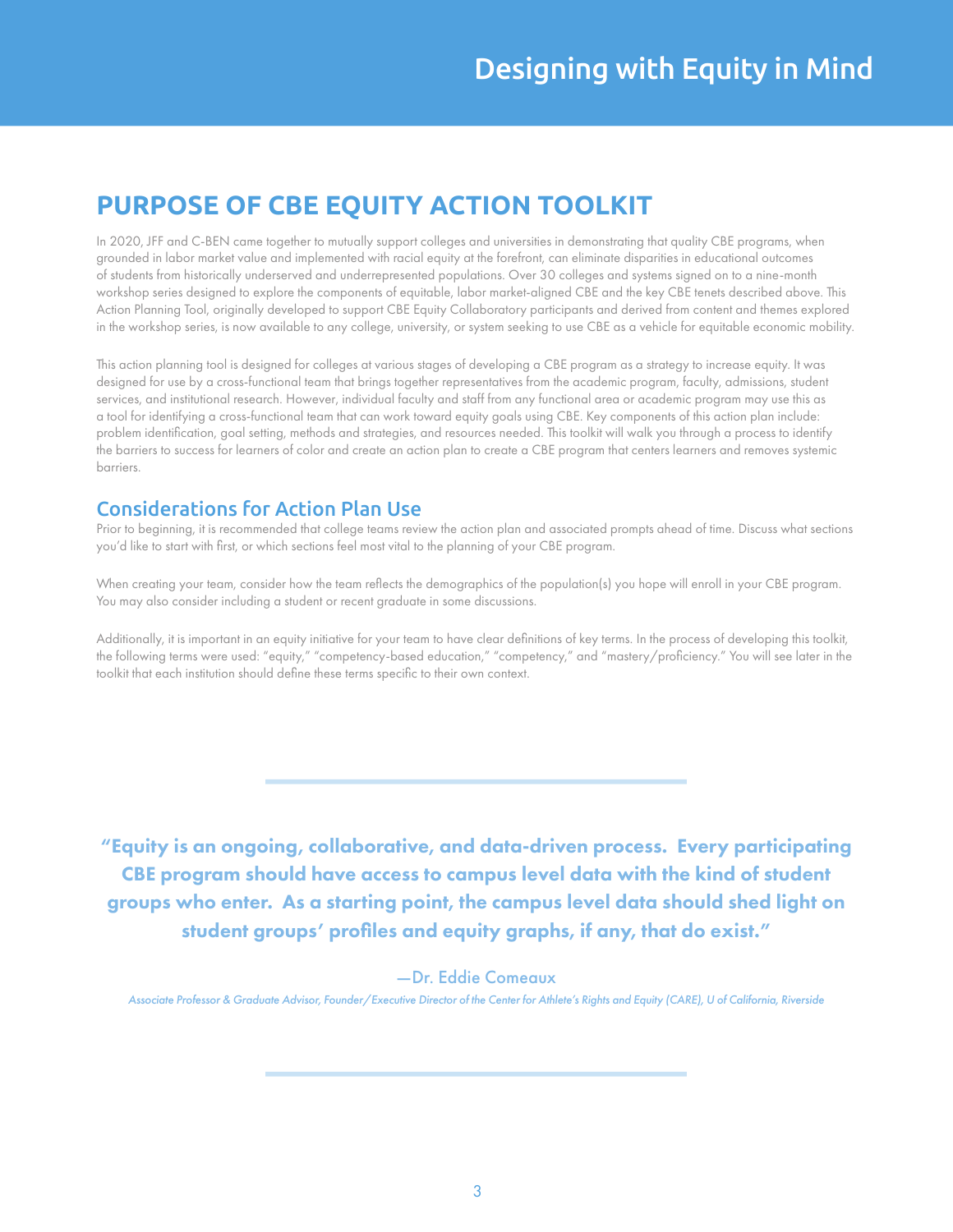# PURPOSE OF CBE EQUITY ACTION TOOLKIT

In 2020, JFF and C-BEN came together to mutually support colleges and universities in demonstrating that quality CBE programs, when grounded in labor market value and implemented with racial equity at the forefront, can eliminate disparities in educational outcomes of students from historically underserved and underrepresented populations. Over 30 colleges and systems signed on to a nine-month workshop series designed to explore the components of equitable, labor market-aligned CBE and the key CBE tenets described above. This Action Planning Tool, originally developed to support CBE Equity Collaboratory participants and derived from content and themes explored in the workshop series, is now available to any college, university, or system seeking to use CBE as a vehicle for equitable economic mobility.

This action planning tool is designed for colleges at various stages of developing a CBE program as a strategy to increase equity. It was designed for use by a cross-functional team that brings together representatives from the academic program, faculty, admissions, student services, and institutional research. However, individual faculty and staff from any functional area or academic program may use this as a tool for identifying a cross-functional team that can work toward equity goals using CBE. Key components of this action plan include: problem identification, goal setting, methods and strategies, and resources needed. This toolkit will walk you through a process to identify the barriers to success for learners of color and create an action plan to create a CBE program that centers learners and removes systemic barriers.

## Considerations for Action Plan Use

Prior to beginning, it is recommended that college teams review the action plan and associated prompts ahead of time. Discuss what sections you'd like to start with first, or which sections feel most vital to the planning of your CBE program.

When creating your team, consider how the team reflects the demographics of the population(s) you hope will enroll in your CBE program. You may also consider including a student or recent graduate in some discussions.

Additionally, it is important in an equity initiative for your team to have clear definitions of key terms. In the process of developing this toolkit, the following terms were used: "equity," "competency-based education," "competency," and "mastery/proficiency." You will see later in the toolkit that each institution should define these terms specific to their own context.

**"Equity is an ongoing, collaborative, and data-driven process. Every participating CBE program should have access to campus level data with the kind of student groups who enter. As a starting point, the campus level data should shed light on student groups' profiles and equity graphs, if any, that do exist."**

—Dr. Eddie Comeaux

*Associate Professor & Graduate Advisor, Founder/Executive Director of the Center for Athlete's Rights and Equity (CARE), U of California, Riverside*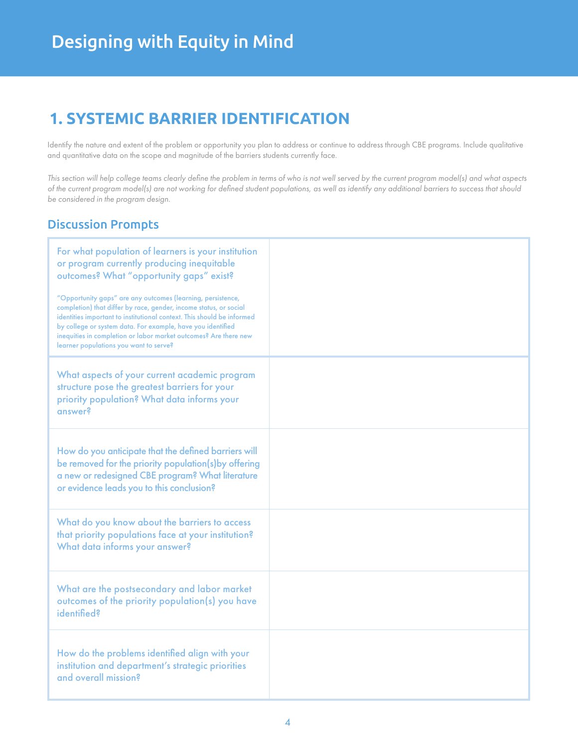# Designing with Equity in Mind

## 1. SYSTEMIC BARRIER IDENTIFICATION

Identify the nature and extent of the problem or opportunity you plan to address or continue to address through CBE programs. Include qualitative and quantitative data on the scope and magnitude of the barriers students currently face.

*This section will help college teams clearly define the problem in terms of who is not well served by the current program model(s) and what aspects of the current program model(s) are not working for defined student populations, as well as identify any additional barriers to success that should be considered in the program design.*

### Discussion Prompts

| | |
|---|---|
| For what population of learners is your institution or program currently producing inequitable outcomes? What "opportunity gaps" exist?<br><br>"Opportunity gaps" are any outcomes (learning, persistence, completion) that differ by race, gender, income status, or social identities important to institutional context. This should be informed by college or system data. For example, have you identified inequities in completion or labor market outcomes? Are there new learner populations you want to serve? | |
| What aspects of your current academic program structure pose the greatest barriers for your priority population? What data informs your answer? | |
| How do you anticipate that the defined barriers will be removed for the priority population(s)by offering a new or redesigned CBE program? What literature or evidence leads you to this conclusion? | |
| What do you know about the barriers to access that priority populations face at your institution? What data informs your answer? | |
| What are the postsecondary and labor market outcomes of the priority population(s) you have identified? | |
| How do the problems identified align with your institution and department's strategic priorities and overall mission? | |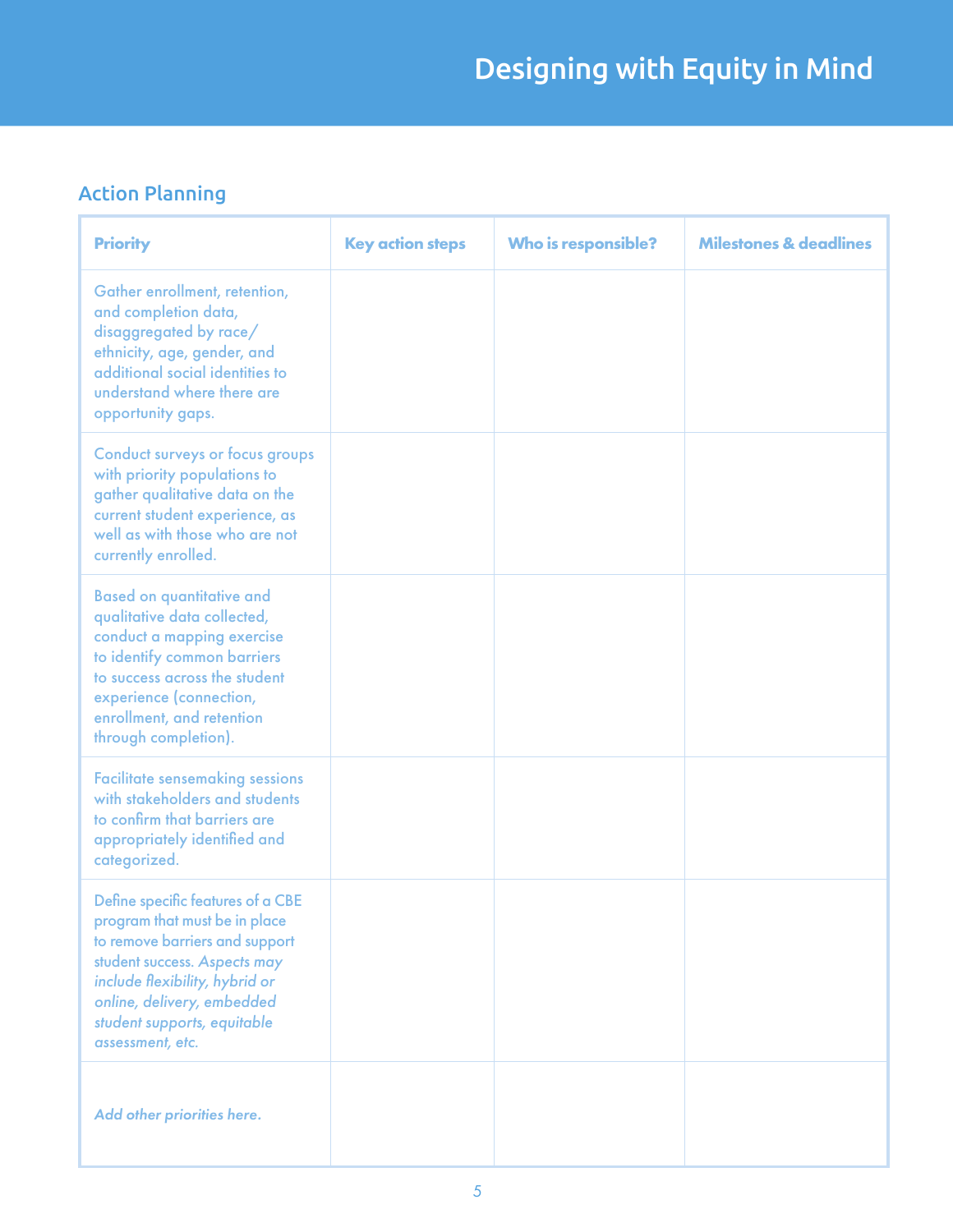# Designing with Equity in Mind

## Action Planning

| Priority | Key action steps | Who is responsible? | Milestones & deadlines |
|---|---|---|---|
| Gather enrollment, retention, and completion data, disaggregated by race/ethnicity, age, gender, and additional social identities to understand where there are opportunity gaps. | | | |
| Conduct surveys or focus groups with priority populations to gather qualitative data on the current student experience, as well as with those who are not currently enrolled. | | | |
| Based on quantitative and qualitative data collected, conduct a mapping exercise to identify common barriers to success across the student experience (connection, enrollment, and retention through completion). | | | |
| Facilitate sensemaking sessions with stakeholders and students to confirm that barriers are appropriately identified and categorized. | | | |
| Define specific features of a CBE program that must be in place to remove barriers and support student success. *Aspects may include flexibility, hybrid or online, delivery, embedded student supports, equitable assessment, etc.* | | | |
| *Add other priorities here.* | | | |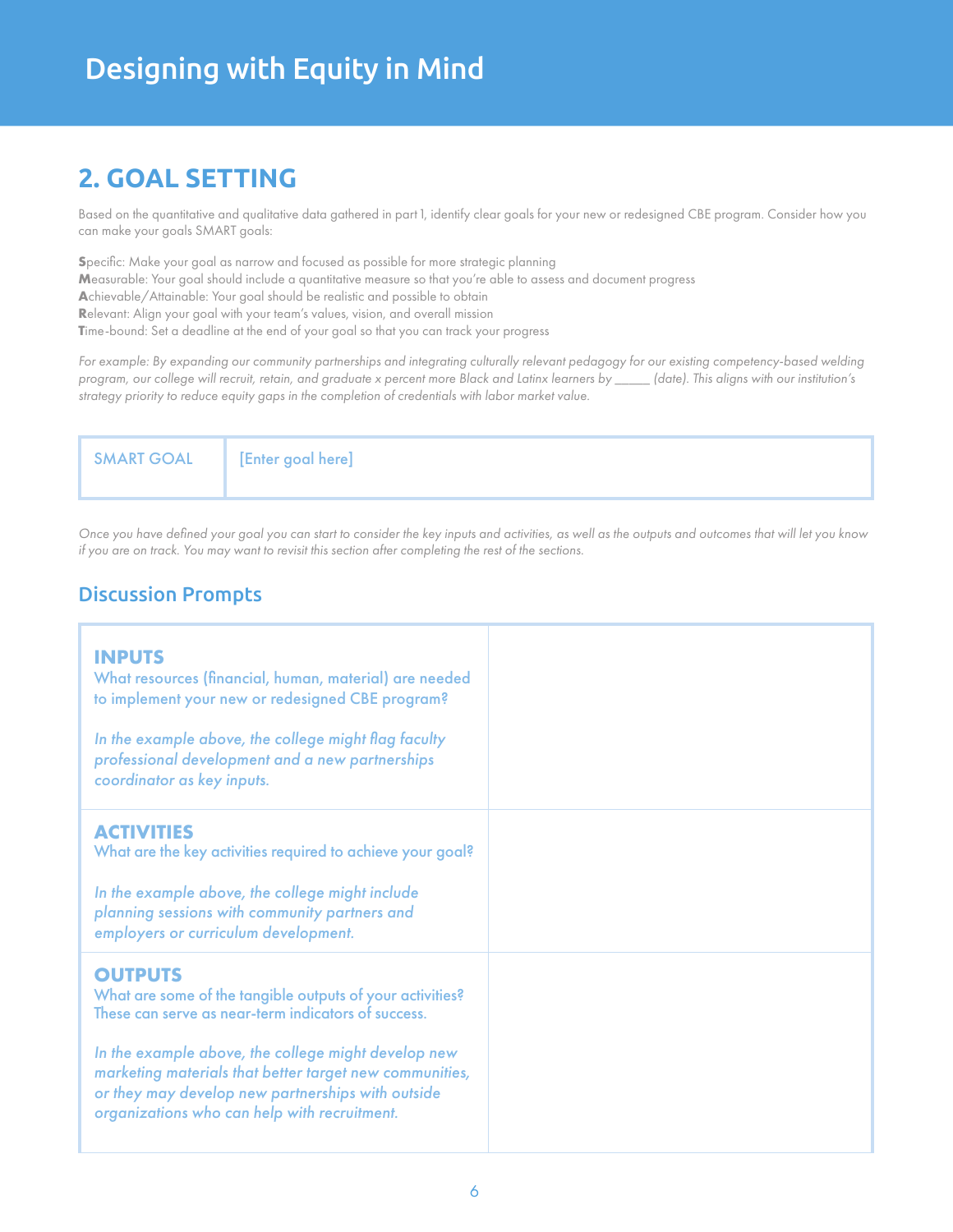# Designing with Equity in Mind

## 2. GOAL SETTING

Based on the quantitative and qualitative data gathered in part 1, identify clear goals for your new or redesigned CBE program. Consider how you can make your goals SMART goals:

**S**pecific: Make your goal as narrow and focused as possible for more strategic planning
**M**easurable: Your goal should include a quantitative measure so that you're able to assess and document progress
**A**chievable/Attainable: Your goal should be realistic and possible to obtain
**R**elevant: Align your goal with your team's values, vision, and overall mission
**T**ime-bound: Set a deadline at the end of your goal so that you can track your progress

*For example: By expanding our community partnerships and integrating culturally relevant pedagogy for our existing competency-based welding program, our college will recruit, retain, and graduate x percent more Black and Latinx learners by ______ (date). This aligns with our institution's strategy priority to reduce equity gaps in the completion of credentials with labor market value.*

| SMART GOAL | [Enter goal here] |
|---|---|

*Once you have defined your goal you can start to consider the key inputs and activities, as well as the outputs and outcomes that will let you know if you are on track. You may want to revisit this section after completing the rest of the sections.*

### Discussion Prompts

| | |
|---|---|
| **INPUTS**<br>What resources (financial, human, material) are needed to implement your new or redesigned CBE program?<br><br>*In the example above, the college might flag faculty professional development and a new partnerships coordinator as key inputs.* | |
| **ACTIVITIES**<br>What are the key activities required to achieve your goal?<br><br>*In the example above, the college might include planning sessions with community partners and employers or curriculum development.* | |
| **OUTPUTS**<br>What are some of the tangible outputs of your activities? These can serve as near-term indicators of success.<br><br>*In the example above, the college might develop new marketing materials that better target new communities, or they may develop new partnerships with outside organizations who can help with recruitment.* | |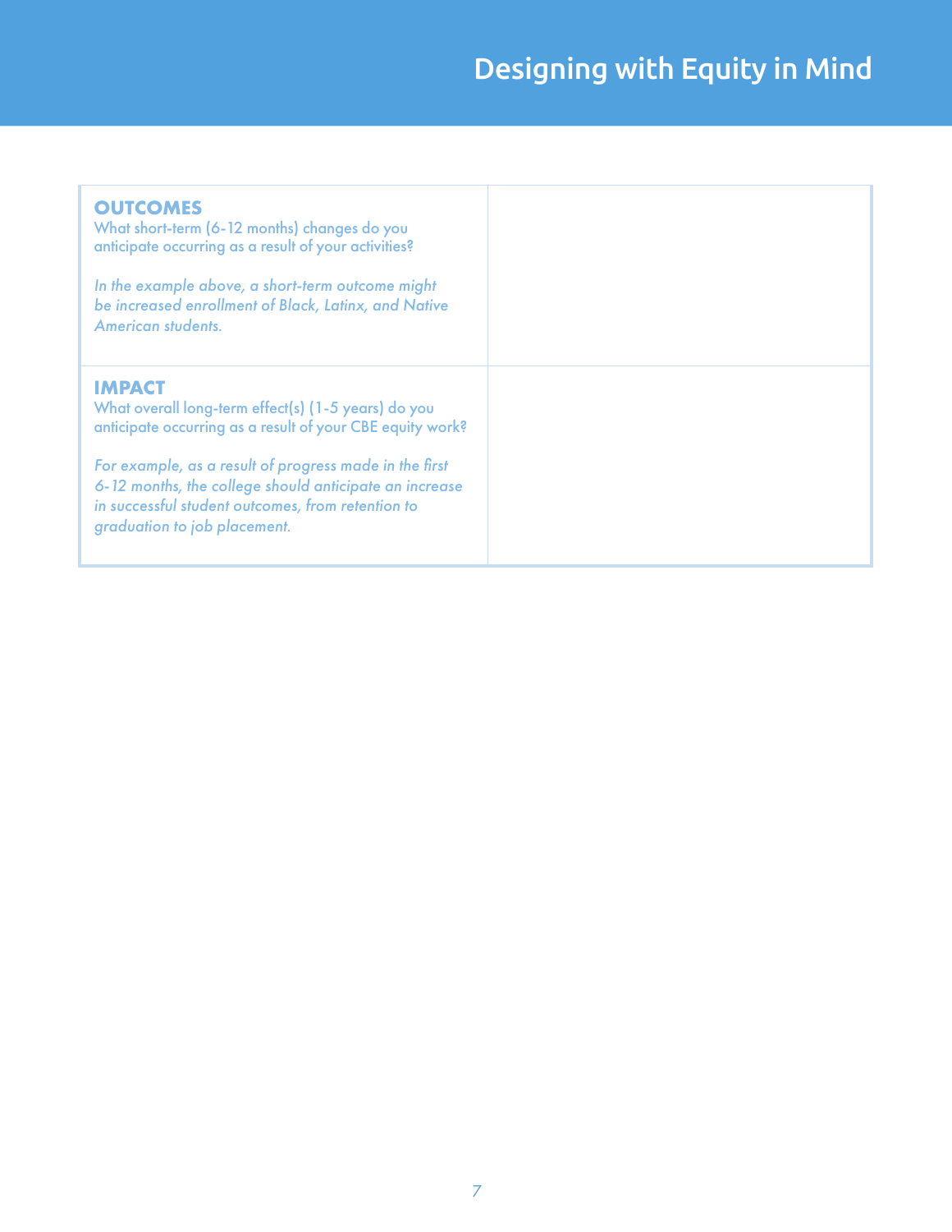| | |
|---|---|
| **OUTCOMES**<br>What short-term (6-12 months) changes do you anticipate occurring as a result of your activities?<br><br>*In the example above, a short-term outcome might be increased enrollment of Black, Latinx, and Native American students.* | |
| **IMPACT**<br>What overall long-term effect(s) (1-5 years) do you anticipate occurring as a result of your CBE equity work?<br><br>*For example, as a result of progress made in the first 6-12 months, the college should anticipate an increase in successful student outcomes, from retention to graduation to job placement.* | |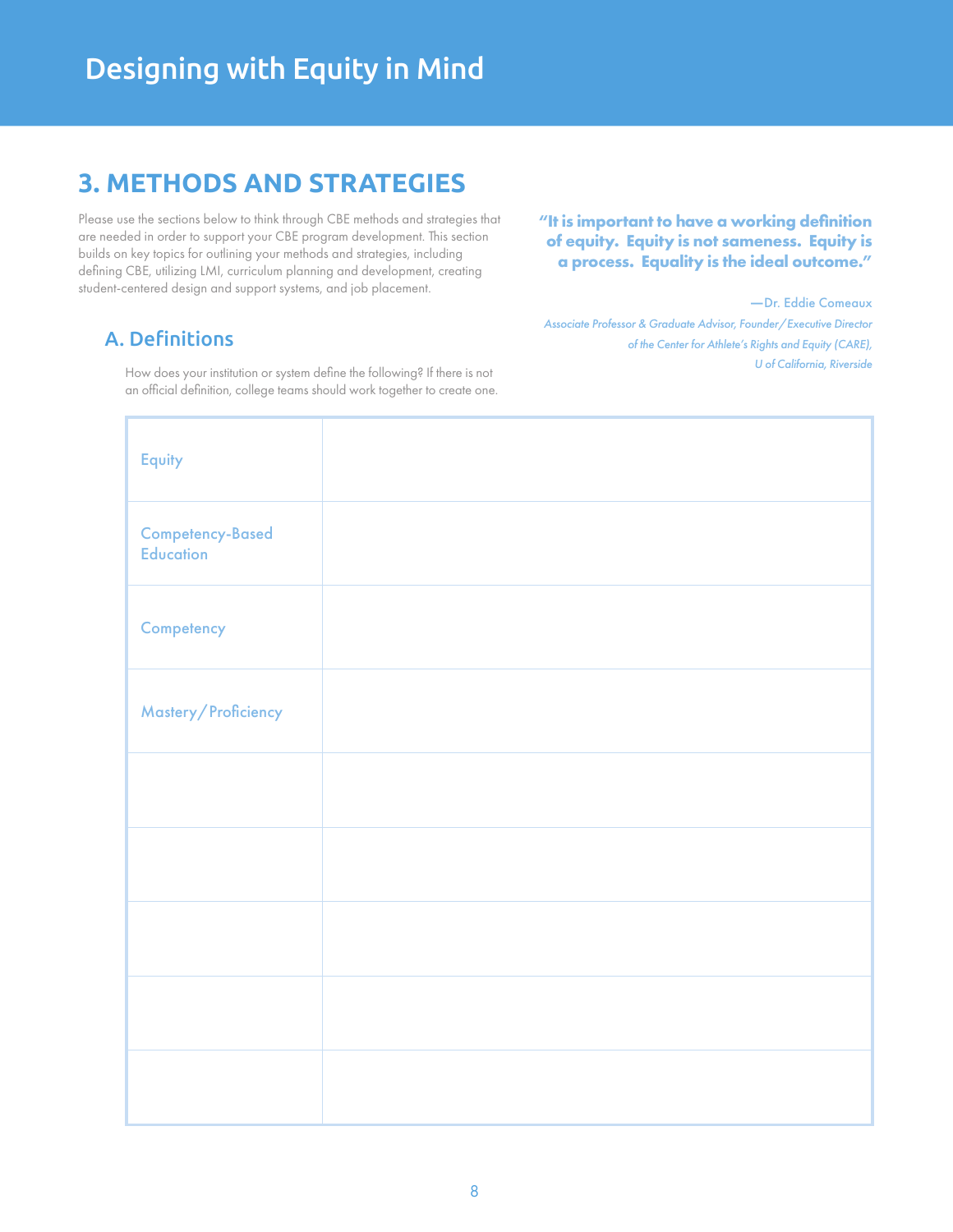# Designing with Equity in Mind

## 3. METHODS AND STRATEGIES

Please use the sections below to think through CBE methods and strategies that are needed in order to support your CBE program development. This section builds on key topics for outlining your methods and strategies, including defining CBE, utilizing LMI, curriculum planning and development, creating student-centered design and support systems, and job placement.

> **"It is important to have a working definition of equity. Equity is not sameness. Equity is a process. Equality is the ideal outcome."**
>
> —Dr. Eddie Comeaux
>
> *Associate Professor & Graduate Advisor, Founder/Executive Director of the Center for Athlete's Rights and Equity (CARE), U of California, Riverside*

### A. Definitions

How does your institution or system define the following? If there is not an official definition, college teams should work together to create one.

| | |
|---|---|
| Equity | |
| Competency-Based Education | |
| Competency | |
| Mastery/Proficiency | |
| | |
| | |
| | |
| | |
| | |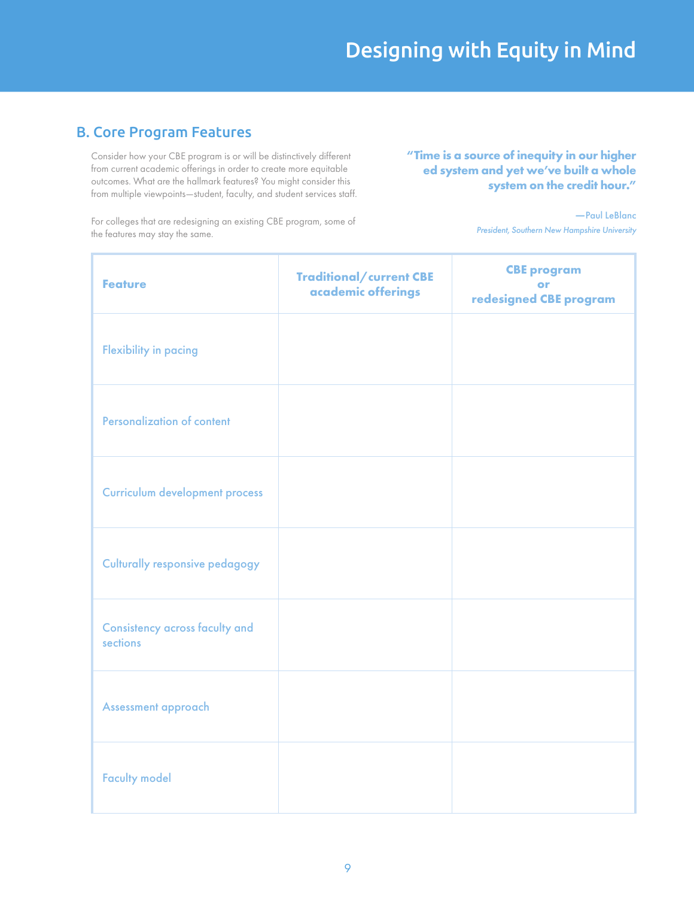## B. Core Program Features

Consider how your CBE program is or will be distinctively different from current academic offerings in order to create more equitable outcomes. What are the hallmark features? You might consider this from multiple viewpoints—student, faculty, and student services staff.

For colleges that are redesigning an existing CBE program, some of the features may stay the same.

> **"Time is a source of inequity in our higher ed system and yet we've built a whole system on the credit hour."**
>
> —Paul LeBlanc
> *President, Southern New Hampshire University*

| Feature | Traditional/current CBE academic offerings | CBE program or redesigned CBE program |
|---|---|---|
| Flexibility in pacing | | |
| Personalization of content | | |
| Curriculum development process | | |
| Culturally responsive pedagogy | | |
| Consistency across faculty and sections | | |
| Assessment approach | | |
| Faculty model | | |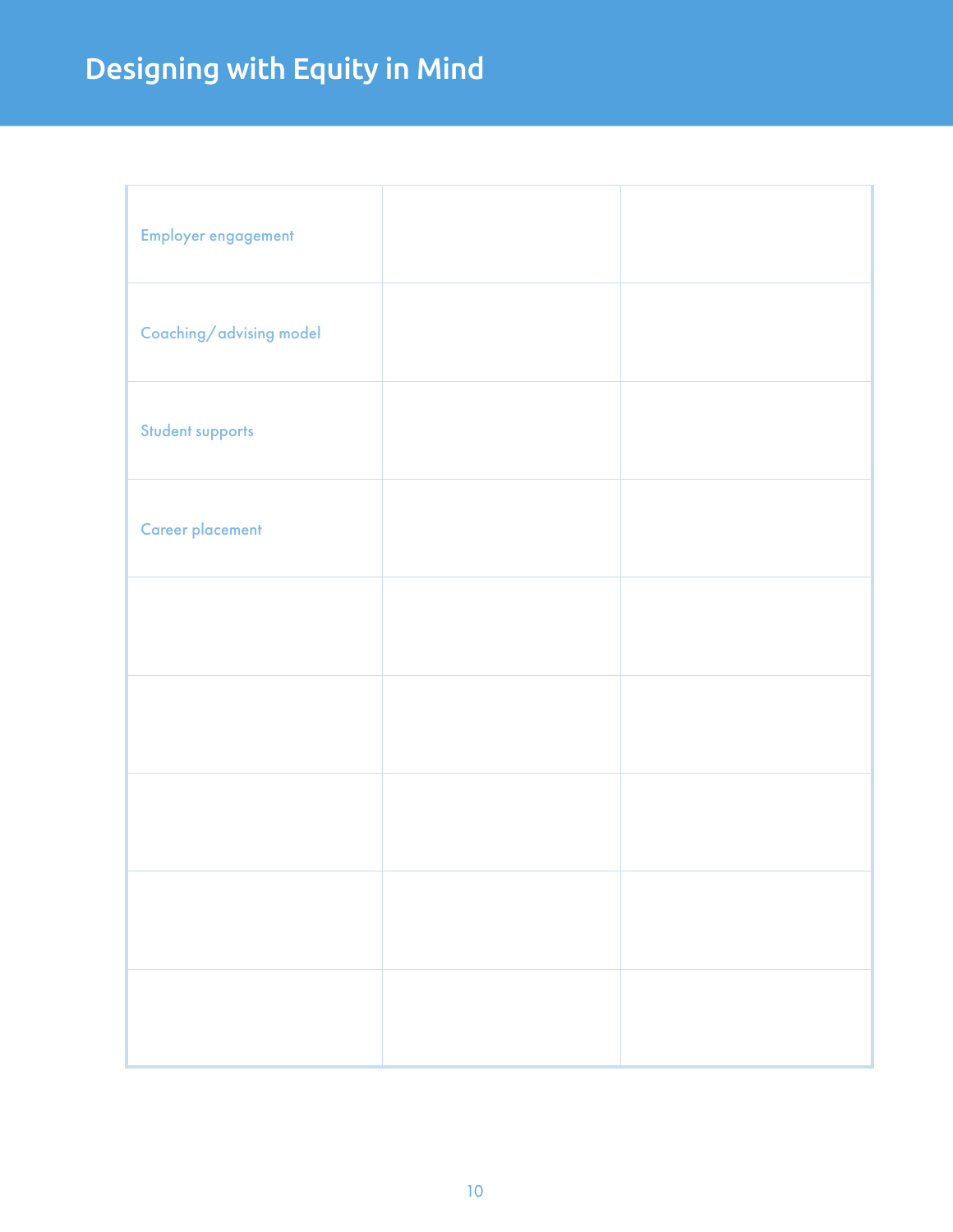# Designing with Equity in Mind

| | | |
|---|---|---|
| Employer engagement | | |
| Coaching/advising model | | |
| Student supports | | |
| Career placement | | |
| | | |
| | | |
| | | |
| | | |
| | | |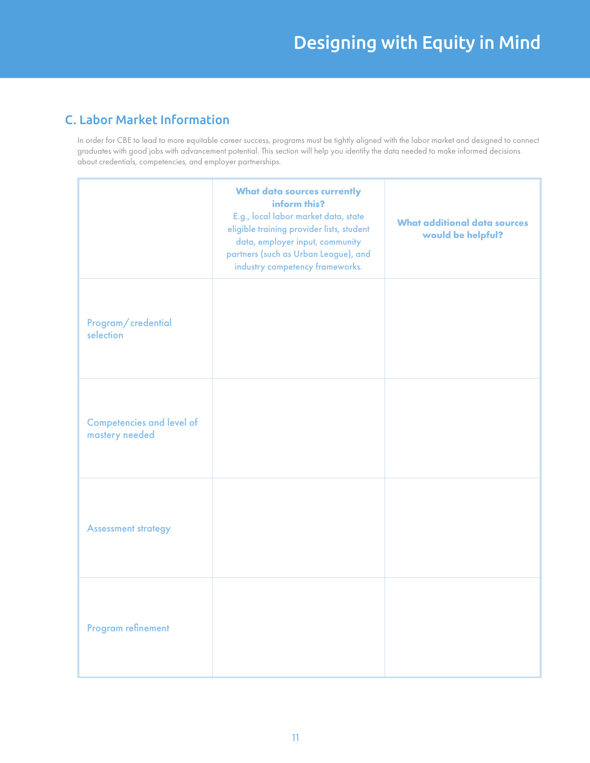## C. Labor Market Information

In order for CBE to lead to more equitable career success, programs must be tightly aligned with the labor market and designed to connect graduates with good jobs with advancement potential. This section will help you identify the data needed to make informed decisions about credentials, competencies, and employer partnerships.

| | **What data sources currently inform this?** E.g., local labor market data, state eligible training provider lists, student data, employer input, community partners (such as Urban League), and industry competency frameworks. | **What additional data sources would be helpful?** |
|---|---|---|
| Program/credential selection | | |
| Competencies and level of mastery needed | | |
| Assessment strategy | | |
| Program refinement | | |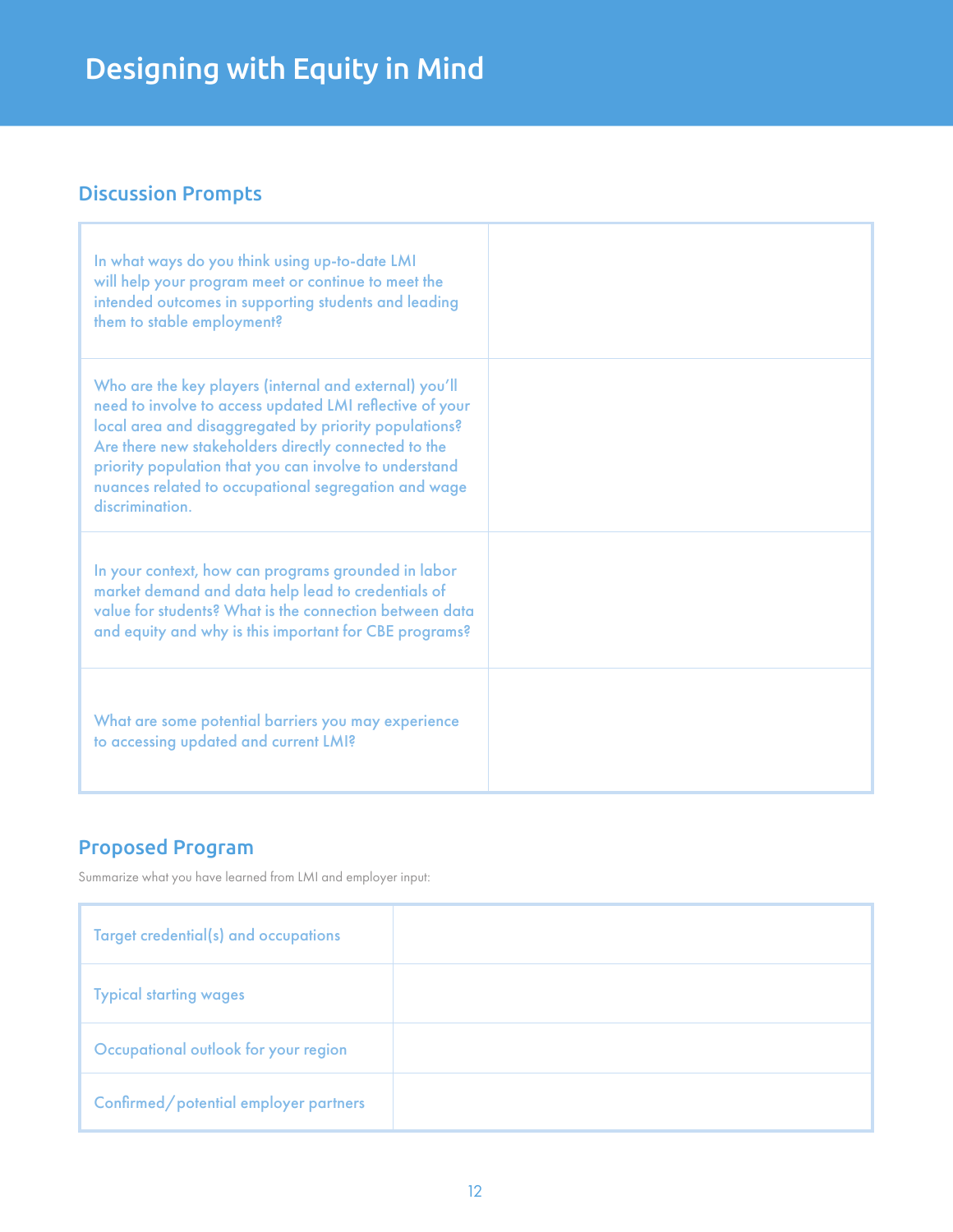# Designing with Equity in Mind

## Discussion Prompts

| | |
|---|---|
| In what ways do you think using up-to-date LMI will help your program meet or continue to meet the intended outcomes in supporting students and leading them to stable employment? | |
| Who are the key players (internal and external) you'll need to involve to access updated LMI reflective of your local area and disaggregated by priority populations? Are there new stakeholders directly connected to the priority population that you can involve to understand nuances related to occupational segregation and wage discrimination. | |
| In your context, how can programs grounded in labor market demand and data help lead to credentials of value for students? What is the connection between data and equity and why is this important for CBE programs? | |
| What are some potential barriers you may experience to accessing updated and current LMI? | |

## Proposed Program

Summarize what you have learned from LMI and employer input:

| | |
|---|---|
| Target credential(s) and occupations | |
| Typical starting wages | |
| Occupational outlook for your region | |
| Confirmed/potential employer partners | |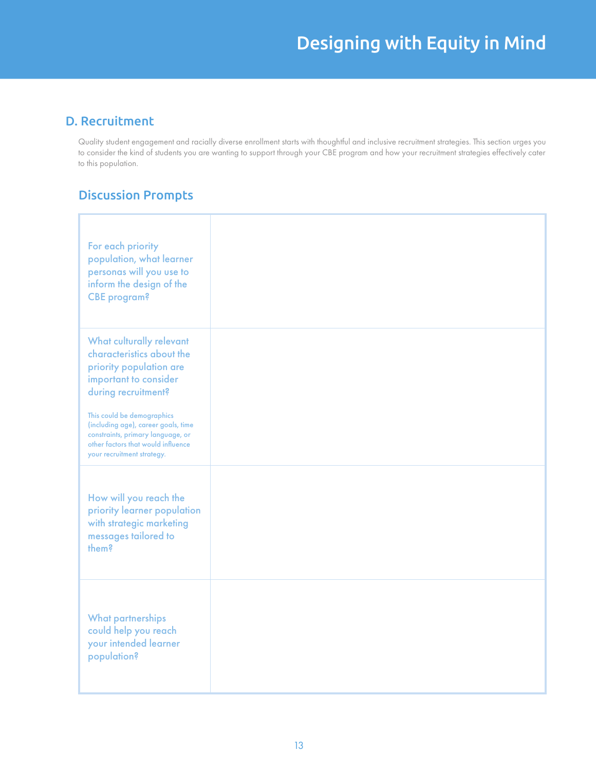## D. Recruitment

Quality student engagement and racially diverse enrollment starts with thoughtful and inclusive recruitment strategies. This section urges you to consider the kind of students you are wanting to support through your CBE program and how your recruitment strategies effectively cater to this population.

### Discussion Prompts

| | |
|---|---|
| For each priority population, what learner personas will you use to inform the design of the CBE program? | |
| What culturally relevant characteristics about the priority population are important to consider during recruitment?<br><br>This could be demographics (including age), career goals, time constraints, primary language, or other factors that would influence your recruitment strategy. | |
| How will you reach the priority learner population with strategic marketing messages tailored to them? | |
| What partnerships could help you reach your intended learner population? | |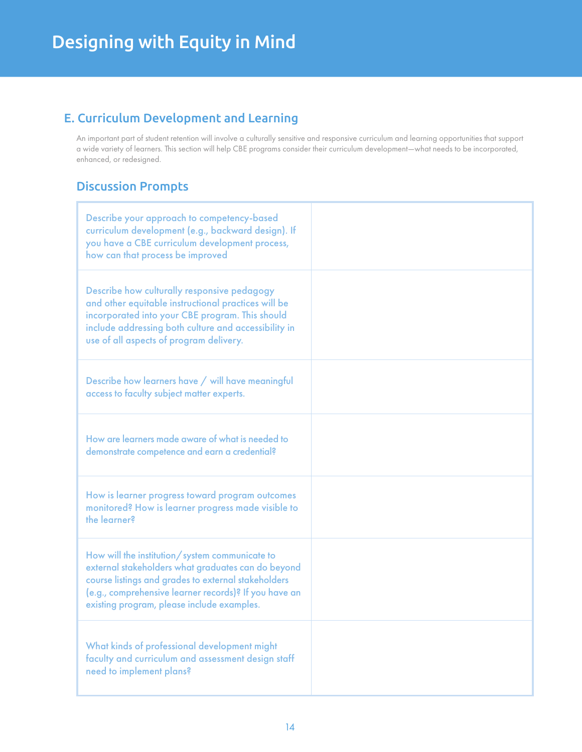# Designing with Equity in Mind

## E. Curriculum Development and Learning

An important part of student retention will involve a culturally sensitive and responsive curriculum and learning opportunities that support a wide variety of learners. This section will help CBE programs consider their curriculum development—what needs to be incorporated, enhanced, or redesigned.

### Discussion Prompts

| | |
|---|---|
| Describe your approach to competency-based curriculum development (e.g., backward design). If you have a CBE curriculum development process, how can that process be improved | |
| Describe how culturally responsive pedagogy and other equitable instructional practices will be incorporated into your CBE program. This should include addressing both culture and accessibility in use of all aspects of program delivery. | |
| Describe how learners have / will have meaningful access to faculty subject matter experts. | |
| How are learners made aware of what is needed to demonstrate competence and earn a credential? | |
| How is learner progress toward program outcomes monitored? How is learner progress made visible to the learner? | |
| How will the institution/system communicate to external stakeholders what graduates can do beyond course listings and grades to external stakeholders (e.g., comprehensive learner records)? If you have an existing program, please include examples. | |
| What kinds of professional development might faculty and curriculum and assessment design staff need to implement plans? | |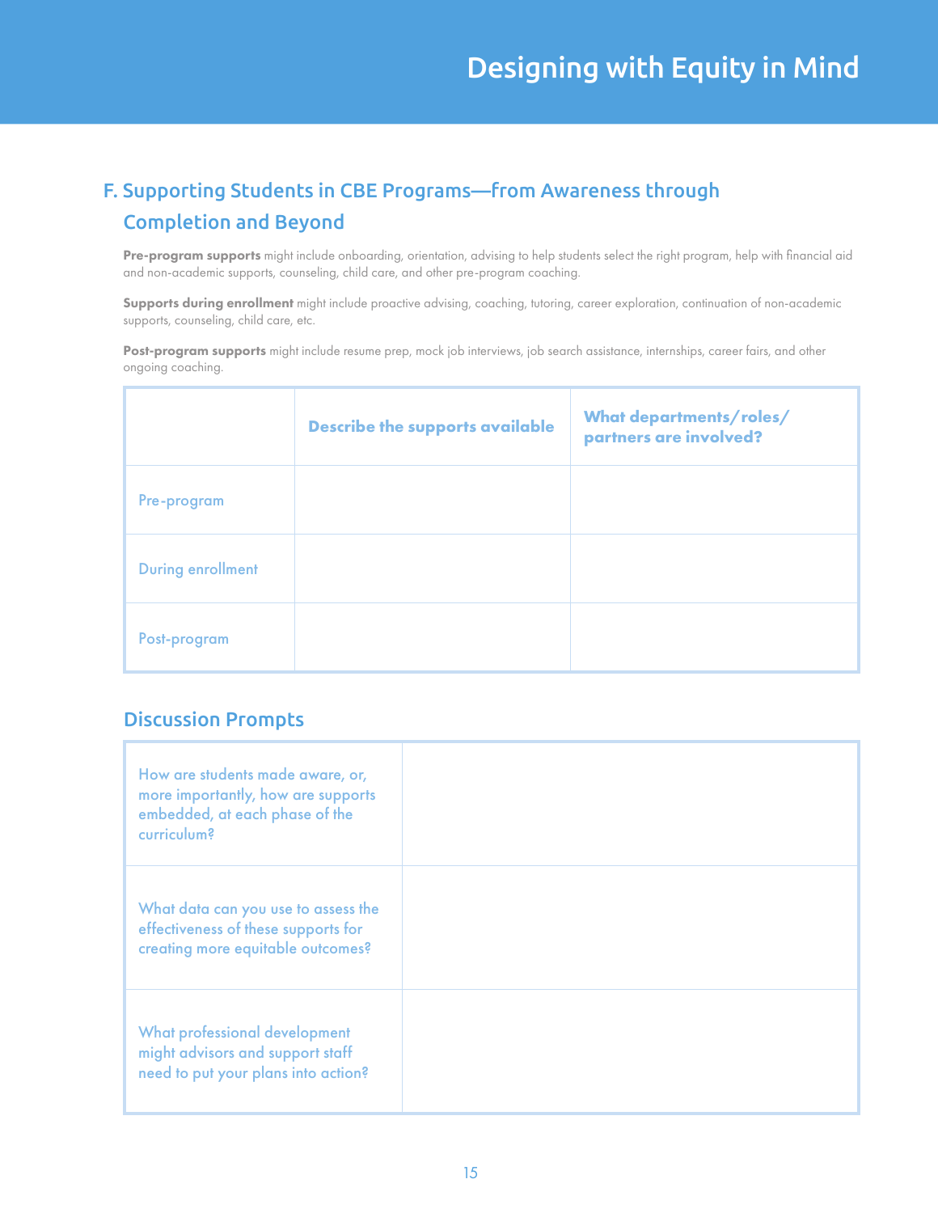## F. Supporting Students in CBE Programs—from Awareness through Completion and Beyond

**Pre-program supports** might include onboarding, orientation, advising to help students select the right program, help with financial aid and non-academic supports, counseling, child care, and other pre-program coaching.

**Supports during enrollment** might include proactive advising, coaching, tutoring, career exploration, continuation of non-academic supports, counseling, child care, etc.

**Post-program supports** might include resume prep, mock job interviews, job search assistance, internships, career fairs, and other ongoing coaching.

| | Describe the supports available | What departments/roles/ partners are involved? |
|---|---|---|
| Pre-program | | |
| During enrollment | | |
| Post-program | | |

### Discussion Prompts

| | |
|---|---|
| How are students made aware, or, more importantly, how are supports embedded, at each phase of the curriculum? | |
| What data can you use to assess the effectiveness of these supports for creating more equitable outcomes? | |
| What professional development might advisors and support staff need to put your plans into action? | |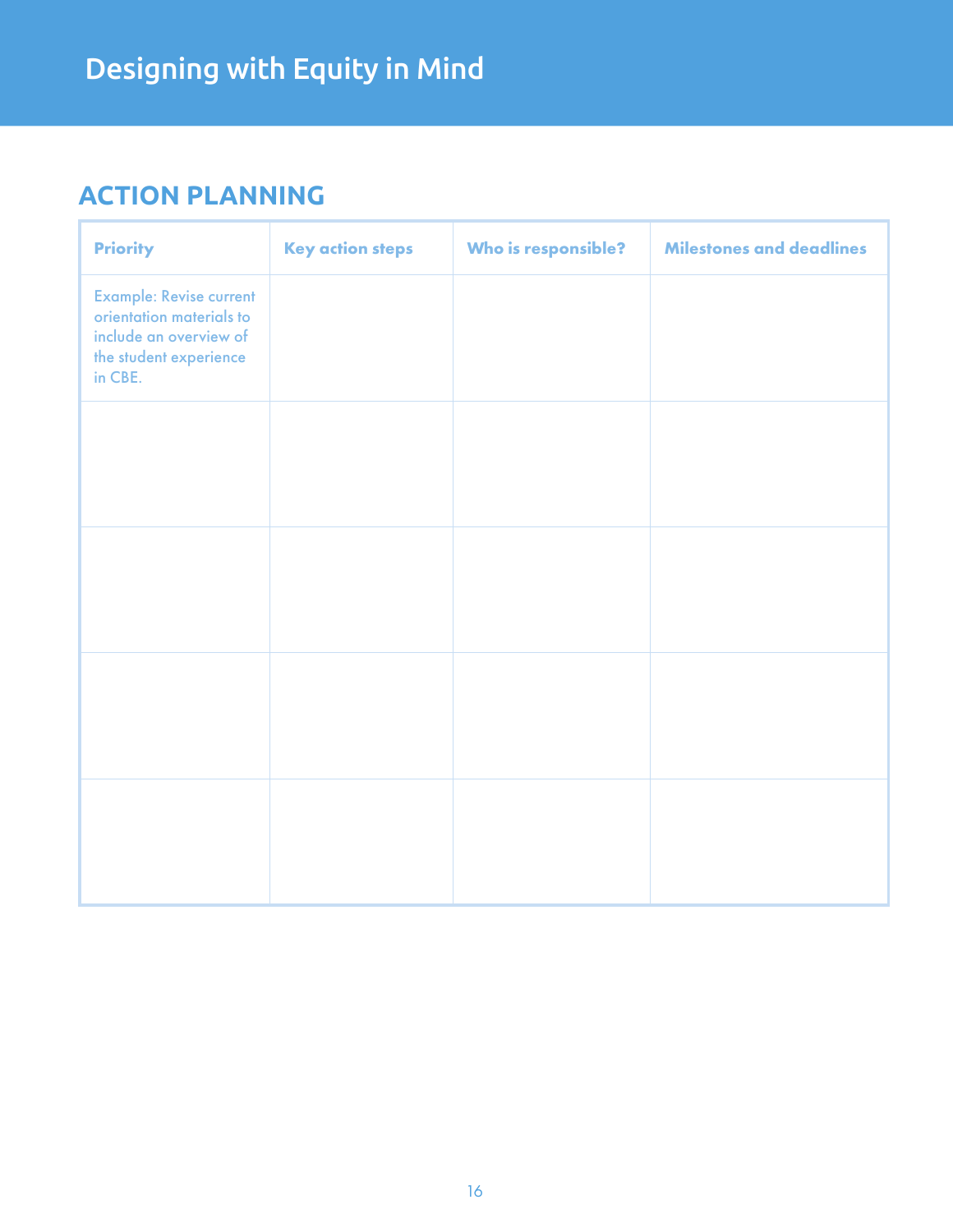# Designing with Equity in Mind

## ACTION PLANNING

| Priority | Key action steps | Who is responsible? | Milestones and deadlines |
|---|---|---|---|
| Example: Revise current orientation materials to include an overview of the student experience in CBE. | | | |
| | | | |
| | | | |
| | | | |
| | | | |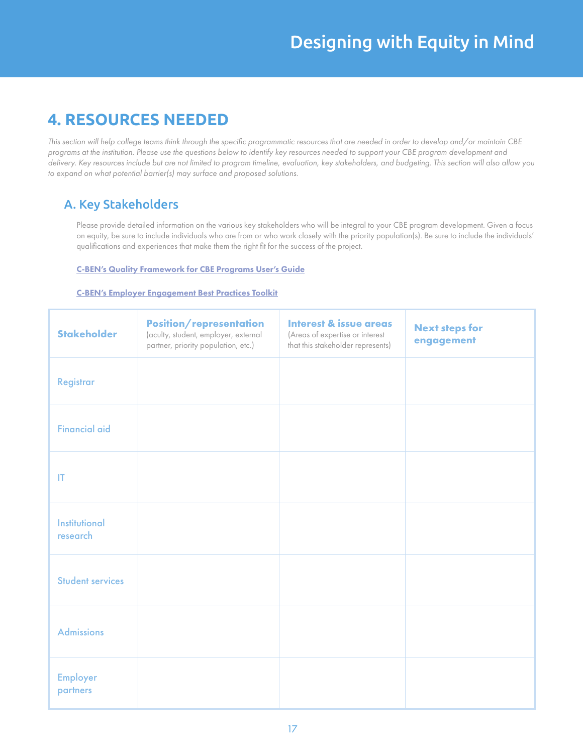## 4. RESOURCES NEEDED

*This section will help college teams think through the specific programmatic resources that are needed in order to develop and/or maintain CBE programs at the institution. Please use the questions below to identify key resources needed to support your CBE program development and delivery. Key resources include but are not limited to program timeline, evaluation, key stakeholders, and budgeting. This section will also allow you to expand on what potential barrier(s) may surface and proposed solutions.*

### A. Key Stakeholders

Please provide detailed information on the various key stakeholders who will be integral to your CBE program development. Given a focus on equity, be sure to include individuals who are from or who work closely with the priority population(s). Be sure to include the individuals' qualifications and experiences that make them the right fit for the success of the project.

**C-BEN's Quality Framework for CBE Programs User's Guide**

**C-BEN's Employer Engagement Best Practices Toolkit**

| **Stakeholder** | **Position/representation** (aculty, student, employer, external partner, priority population, etc.) | **Interest & issue areas** (Areas of expertise or interest that this stakeholder represents) | **Next steps for engagement** |
|---|---|---|---|
| Registrar | | | |
| Financial aid | | | |
| IT | | | |
| Institutional research | | | |
| Student services | | | |
| Admissions | | | |
| Employer partners | | | |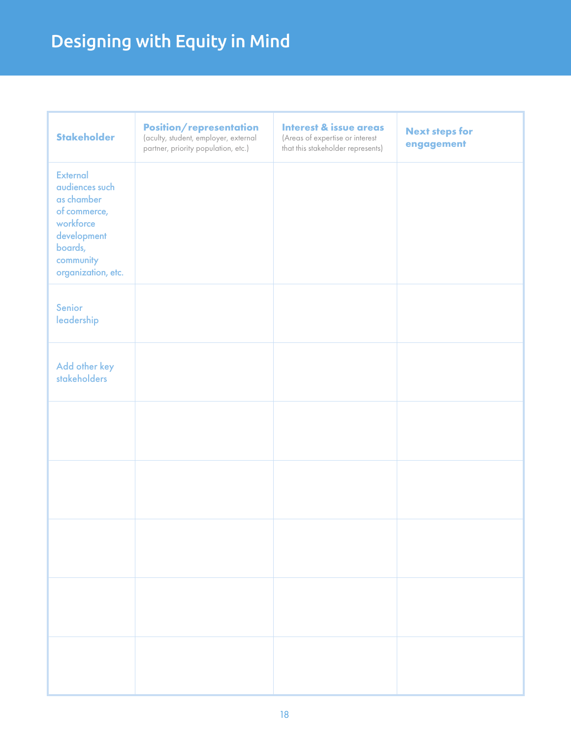# Designing with Equity in Mind

| Stakeholder | Position/representation (aculty, student, employer, external partner, priority population, etc.) | Interest & issue areas (Areas of expertise or interest that this stakeholder represents) | Next steps for engagement |
|---|---|---|---|
| External audiences such as chamber of commerce, workforce development boards, community organization, etc. | | | |
| Senior leadership | | | |
| Add other key stakeholders | | | |
| | | | |
| | | | |
| | | | |
| | | | |
| | | | |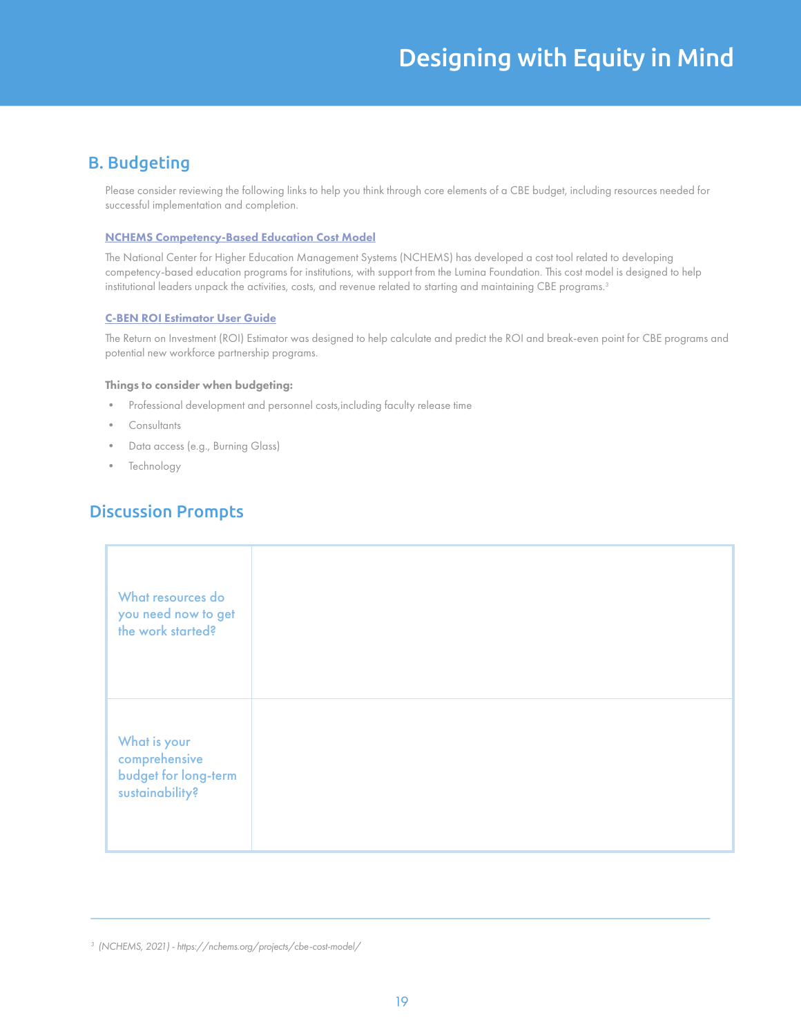## B. Budgeting

Please consider reviewing the following links to help you think through core elements of a CBE budget, including resources needed for successful implementation and completion.

**NCHEMS Competency-Based Education Cost Model**

The National Center for Higher Education Management Systems (NCHEMS) has developed a cost tool related to developing competency-based education programs for institutions, with support from the Lumina Foundation. This cost model is designed to help institutional leaders unpack the activities, costs, and revenue related to starting and maintaining CBE programs.[3]

**C-BEN ROI Estimator User Guide**

The Return on Investment (ROI) Estimator was designed to help calculate and predict the ROI and break-even point for CBE programs and potential new workforce partnership programs.

**Things to consider when budgeting:**

- Professional development and personnel costs,including faculty release time
- Consultants
- Data access (e.g., Burning Glass)
- Technology

## Discussion Prompts

| | |
|---|---|
| What resources do you need now to get the work started? | |
| What is your comprehensive budget for long-term sustainability? | |

[3] *(NCHEMS, 2021) - https://nchems.org/projects/cbe-cost-model/*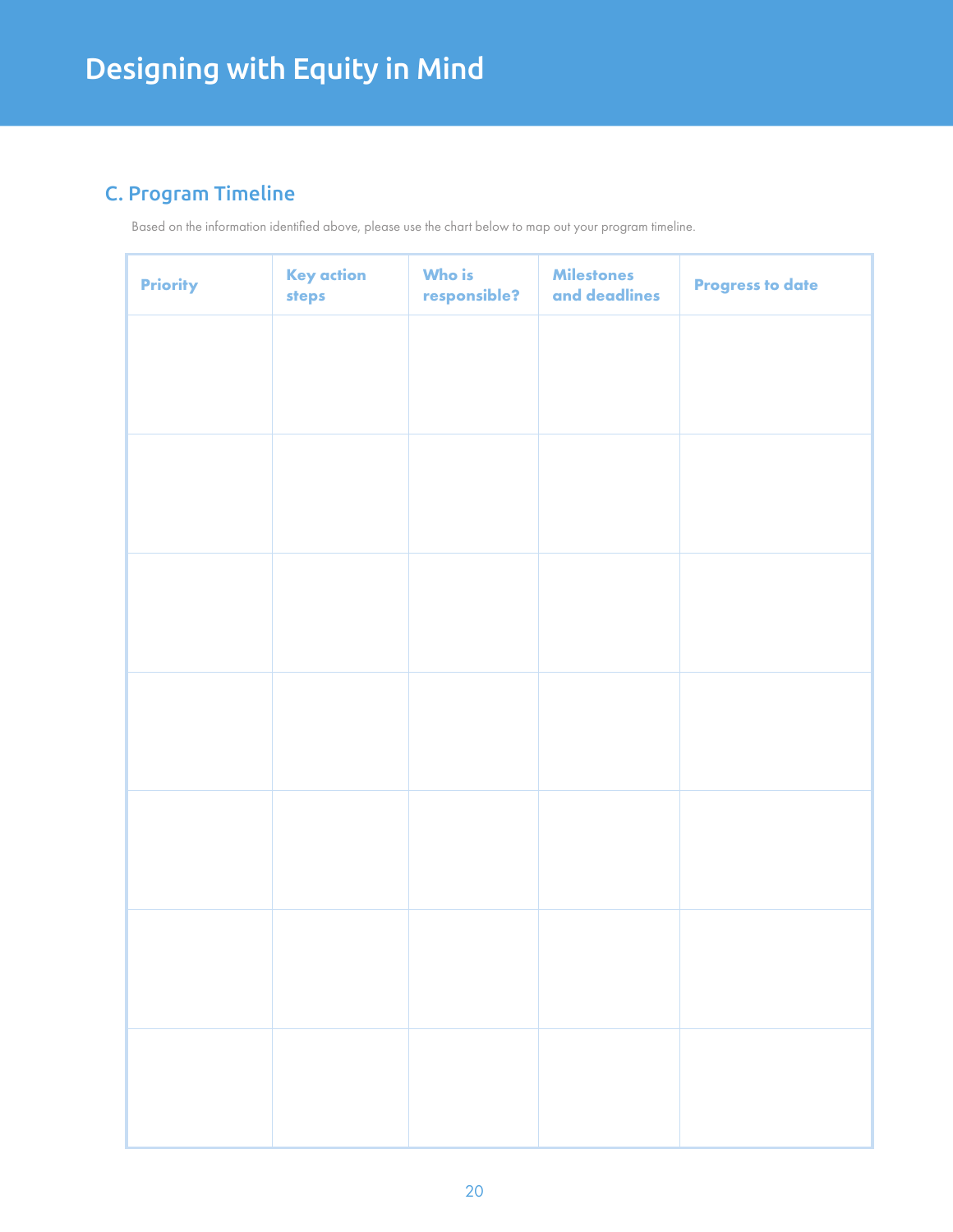# Designing with Equity in Mind

## C. Program Timeline

Based on the information identified above, please use the chart below to map out your program timeline.

| Priority | Key action steps | Who is responsible? | Milestones and deadlines | Progress to date |
|---|---|---|---|---|
| | | | | |
| | | | | |
| | | | | |
| | | | | |
| | | | | |
| | | | | |
| | | | | |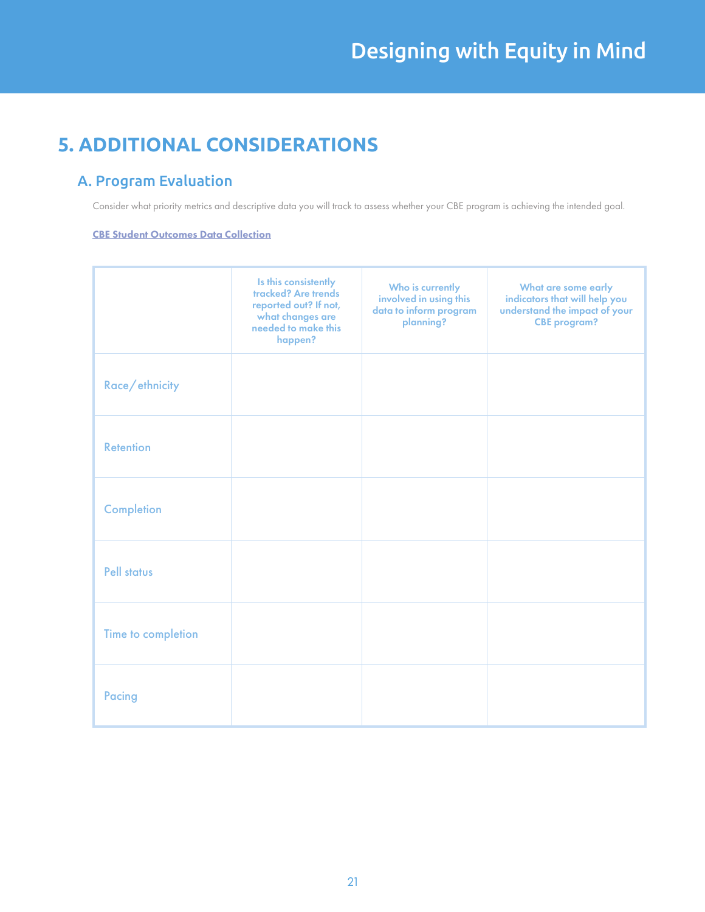## 5. ADDITIONAL CONSIDERATIONS

### A. Program Evaluation

Consider what priority metrics and descriptive data you will track to assess whether your CBE program is achieving the intended goal.

**CBE Student Outcomes Data Collection**

| | Is this consistently tracked? Are trends reported out? If not, what changes are needed to make this happen? | Who is currently involved in using this data to inform program planning? | What are some early indicators that will help you understand the impact of your CBE program? |
|---|---|---|---|
| Race/ethnicity | | | |
| Retention | | | |
| Completion | | | |
| Pell status | | | |
| Time to completion | | | |
| Pacing | | | |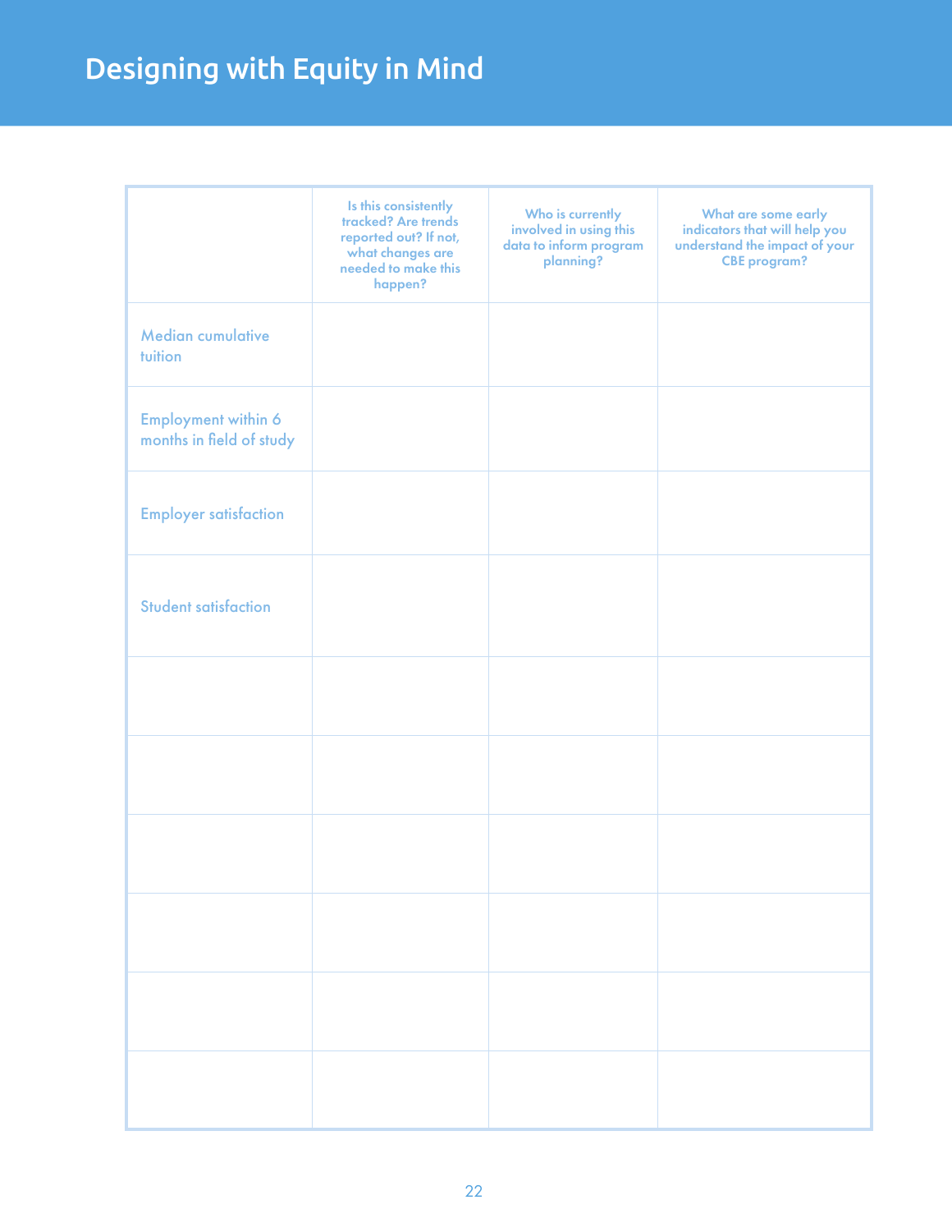# Designing with Equity in Mind

| | Is this consistently tracked? Are trends reported out? If not, what changes are needed to make this happen? | Who is currently involved in using this data to inform program planning? | What are some early indicators that will help you understand the impact of your CBE program? |
|---|---|---|---|
| Median cumulative tuition | | | |
| Employment within 6 months in field of study | | | |
| Employer satisfaction | | | |
| Student satisfaction | | | |
| | | | |
| | | | |
| | | | |
| | | | |
| | | | |
| | | | |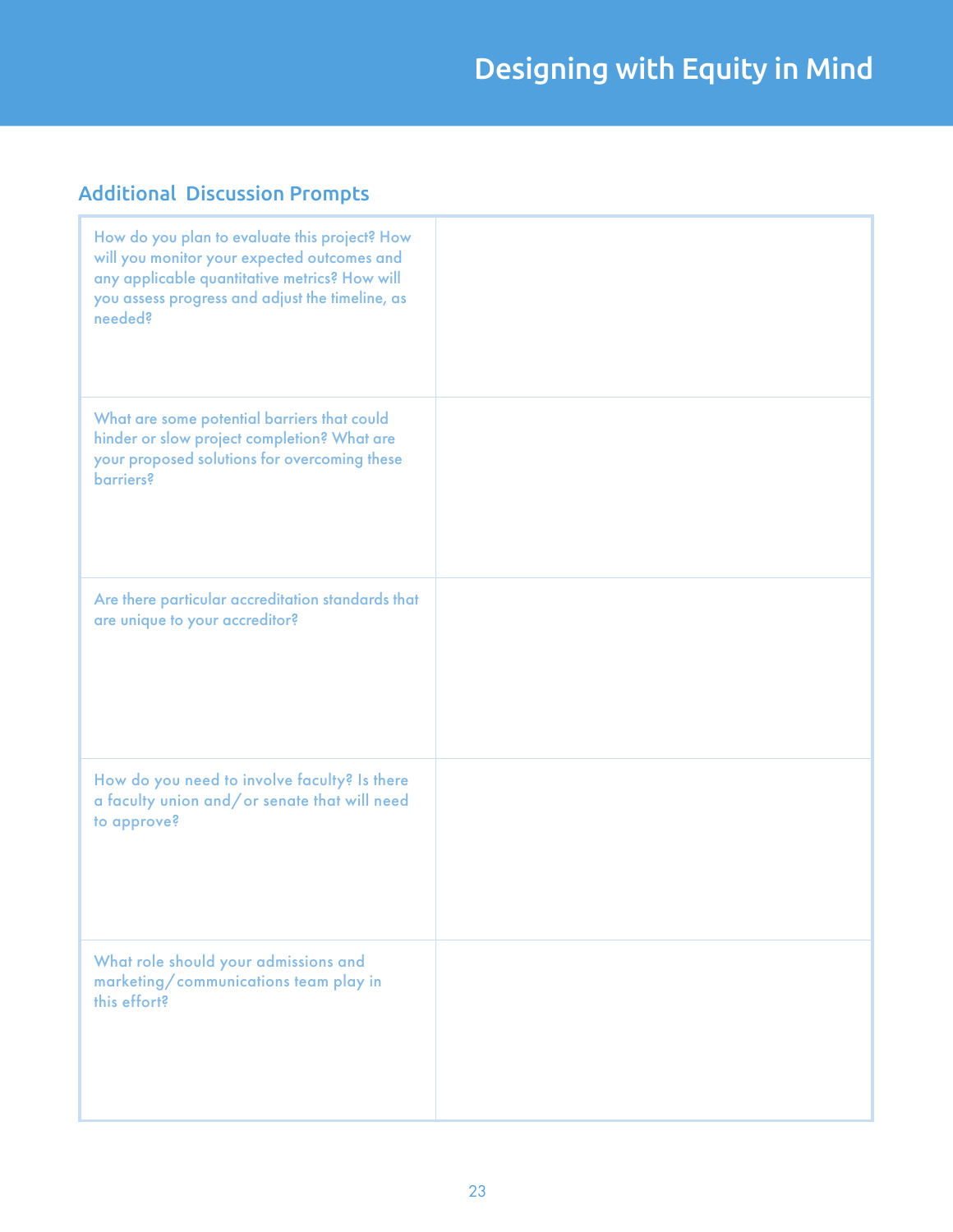## Additional Discussion Prompts

| | |
|---|---|
| How do you plan to evaluate this project? How will you monitor your expected outcomes and any applicable quantitative metrics? How will you assess progress and adjust the timeline, as needed? | |
| What are some potential barriers that could hinder or slow project completion? What are your proposed solutions for overcoming these barriers? | |
| Are there particular accreditation standards that are unique to your accreditor? | |
| How do you need to involve faculty? Is there a faculty union and/or senate that will need to approve? | |
| What role should your admissions and marketing/communications team play in this effort? | |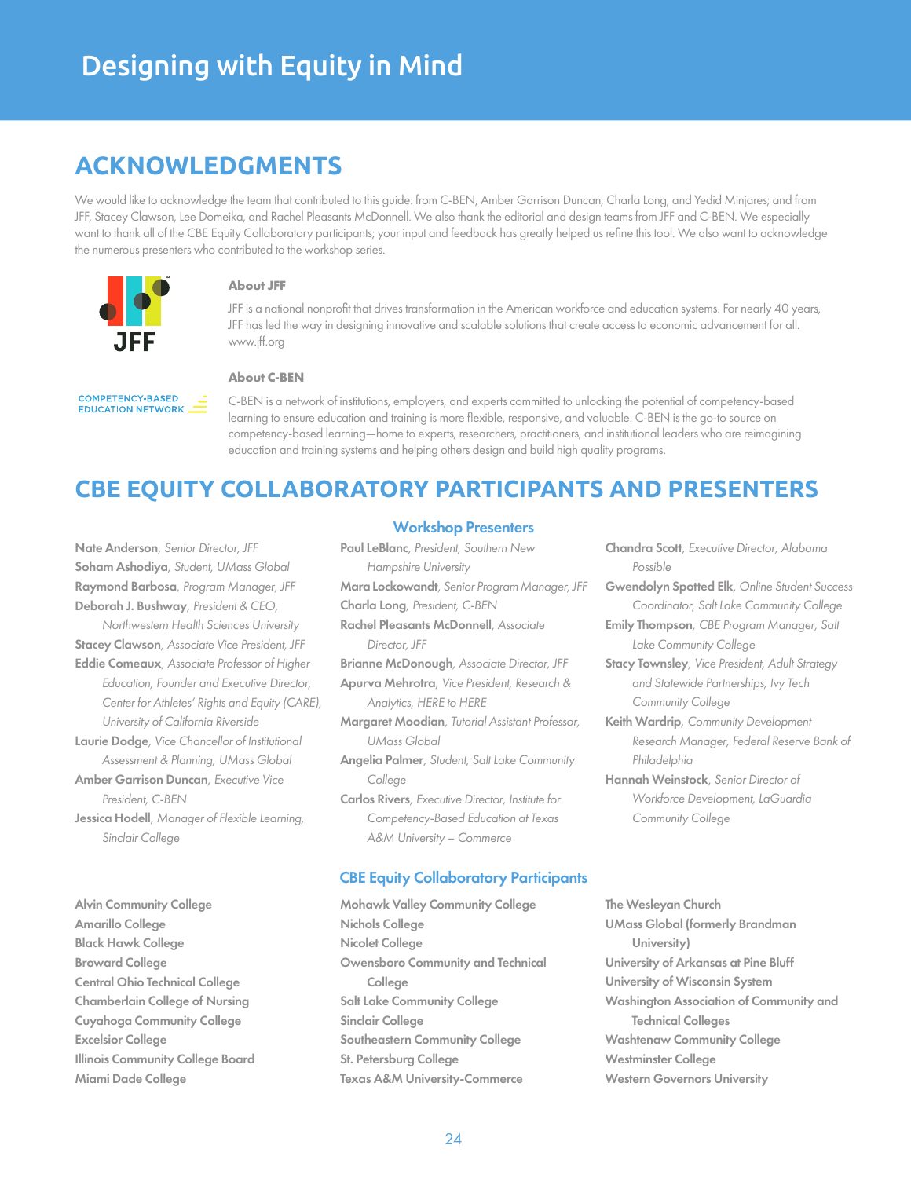# Designing with Equity in Mind

## ACKNOWLEDGMENTS

We would like to acknowledge the team that contributed to this guide: from C-BEN, Amber Garrison Duncan, Charla Long, and Yedid Minjares; and from JFF, Stacey Clawson, Lee Domeika, and Rachel Pleasants McDonnell. We also thank the editorial and design teams from JFF and C-BEN. We especially want to thank all of the CBE Equity Collaboratory participants; your input and feedback has greatly helped us refine this tool. We also want to acknowledge the numerous presenters who contributed to the workshop series.

**About JFF**

JFF is a national nonprofit that drives transformation in the American workforce and education systems. For nearly 40 years, JFF has led the way in designing innovative and scalable solutions that create access to economic advancement for all. www.jff.org

**About C-BEN**

C-BEN is a network of institutions, employers, and experts committed to unlocking the potential of competency-based learning to ensure education and training is more flexible, responsive, and valuable. C-BEN is the go-to source on competency-based learning—home to experts, researchers, practitioners, and institutional leaders who are reimagining education and training systems and helping others design and build high quality programs.

## CBE EQUITY COLLABORATORY PARTICIPANTS AND PRESENTERS

### Workshop Presenters

**Nate Anderson**, *Senior Director, JFF*
**Soham Ashodiya**, *Student, UMass Global*
**Raymond Barbosa**, *Program Manager, JFF*
**Deborah J. Bushway**, *President & CEO, Northwestern Health Sciences University*
**Stacey Clawson**, *Associate Vice President, JFF*
**Eddie Comeaux**, *Associate Professor of Higher Education, Founder and Executive Director, Center for Athletes' Rights and Equity (CARE), University of California Riverside*
**Laurie Dodge**, *Vice Chancellor of Institutional Assessment & Planning, UMass Global*
**Amber Garrison Duncan**, *Executive Vice President, C-BEN*
**Jessica Hodell**, *Manager of Flexible Learning, Sinclair College*
**Paul LeBlanc**, *President, Southern New Hampshire University*
**Mara Lockowandt**, *Senior Program Manager, JFF*
**Charla Long**, *President, C-BEN*
**Rachel Pleasants McDonnell**, *Associate Director, JFF*
**Brianne McDonough**, *Associate Director, JFF*
**Apurva Mehrotra**, *Vice President, Research & Analytics, HERE to HERE*
**Margaret Moodian**, *Tutorial Assistant Professor, UMass Global*
**Angelia Palmer**, *Student, Salt Lake Community College*
**Carlos Rivers**, *Executive Director, Institute for Competency-Based Education at Texas A&M University – Commerce*
**Chandra Scott**, *Executive Director, Alabama Possible*
**Gwendolyn Spotted Elk**, *Online Student Success Coordinator, Salt Lake Community College*
**Emily Thompson**, *CBE Program Manager, Salt Lake Community College*
**Stacy Townsley**, *Vice President, Adult Strategy and Statewide Partnerships, Ivy Tech Community College*
**Keith Wardrip**, *Community Development Research Manager, Federal Reserve Bank of Philadelphia*
**Hannah Weinstock**, *Senior Director of Workforce Development, LaGuardia Community College*

### CBE Equity Collaboratory Participants

**Alvin Community College**
**Amarillo College**
**Black Hawk College**
**Broward College**
**Central Ohio Technical College**
**Chamberlain College of Nursing**
**Cuyahoga Community College**
**Excelsior College**
**Illinois Community College Board**
**Miami Dade College**
**Mohawk Valley Community College**
**Nichols College**
**Nicolet College**
**Owensboro Community and Technical College**
**Salt Lake Community College**
**Sinclair College**
**Southeastern Community College**
**St. Petersburg College**
**Texas A&M University-Commerce**
**The Wesleyan Church**
**UMass Global (formerly Brandman University)**
**University of Arkansas at Pine Bluff**
**University of Wisconsin System**
**Washington Association of Community and Technical Colleges**
**Washtenaw Community College**
**Westminster College**
**Western Governors University**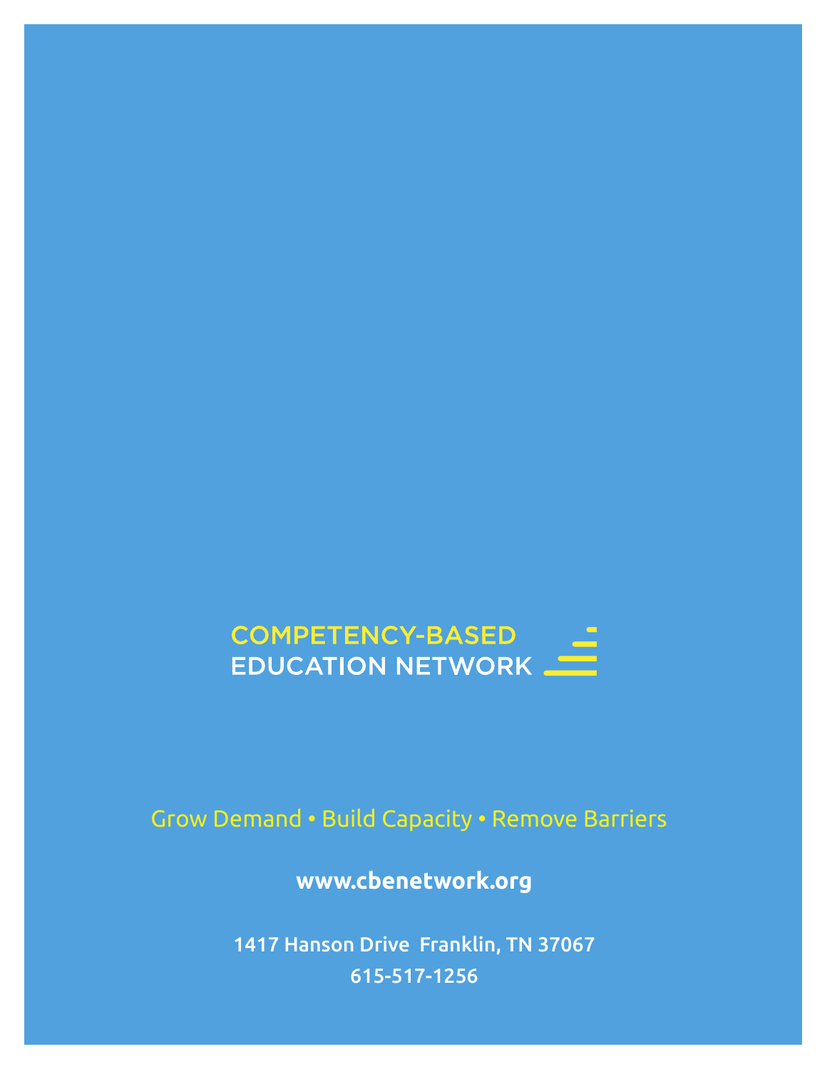COMPETENCY-BASED
EDUCATION NETWORK

Grow Demand • Build Capacity • Remove Barriers

**www.cbenetwork.org**

1417 Hanson Drive Franklin, TN 37067

615-517-1256